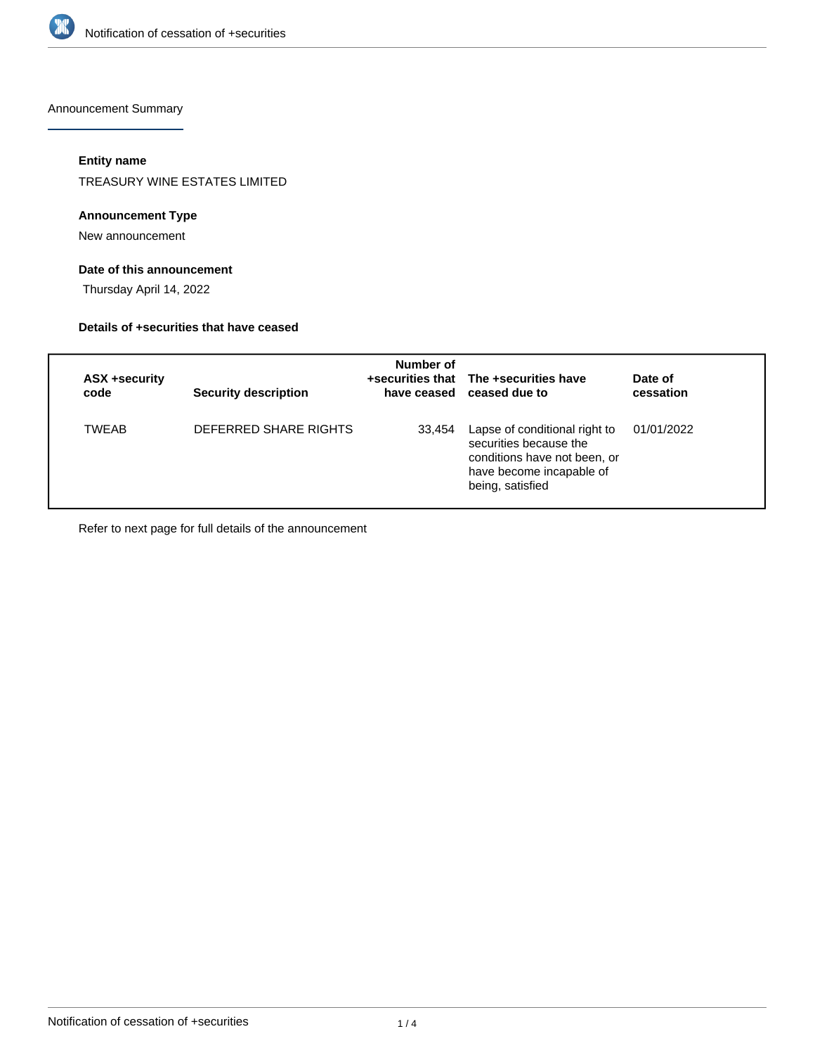Announcement Summary

**Entity name**

TREASURY WINE ESTATES LIMITED

**Announcement Type**

New announcement

**Date of this announcement**

Thursday April 14, 2022

**Details of +securities that have ceased**

| ASX +security code | Security description | Number of +securities that have ceased | The +securities have ceased due to | Date of cessation |
|---|---|---|---|---|
| TWEAB | DEFERRED SHARE RIGHTS | 33,454 | Lapse of conditional right to securities because the conditions have not been, or have become incapable of being, satisfied | 01/01/2022 |

Refer to next page for full details of the announcement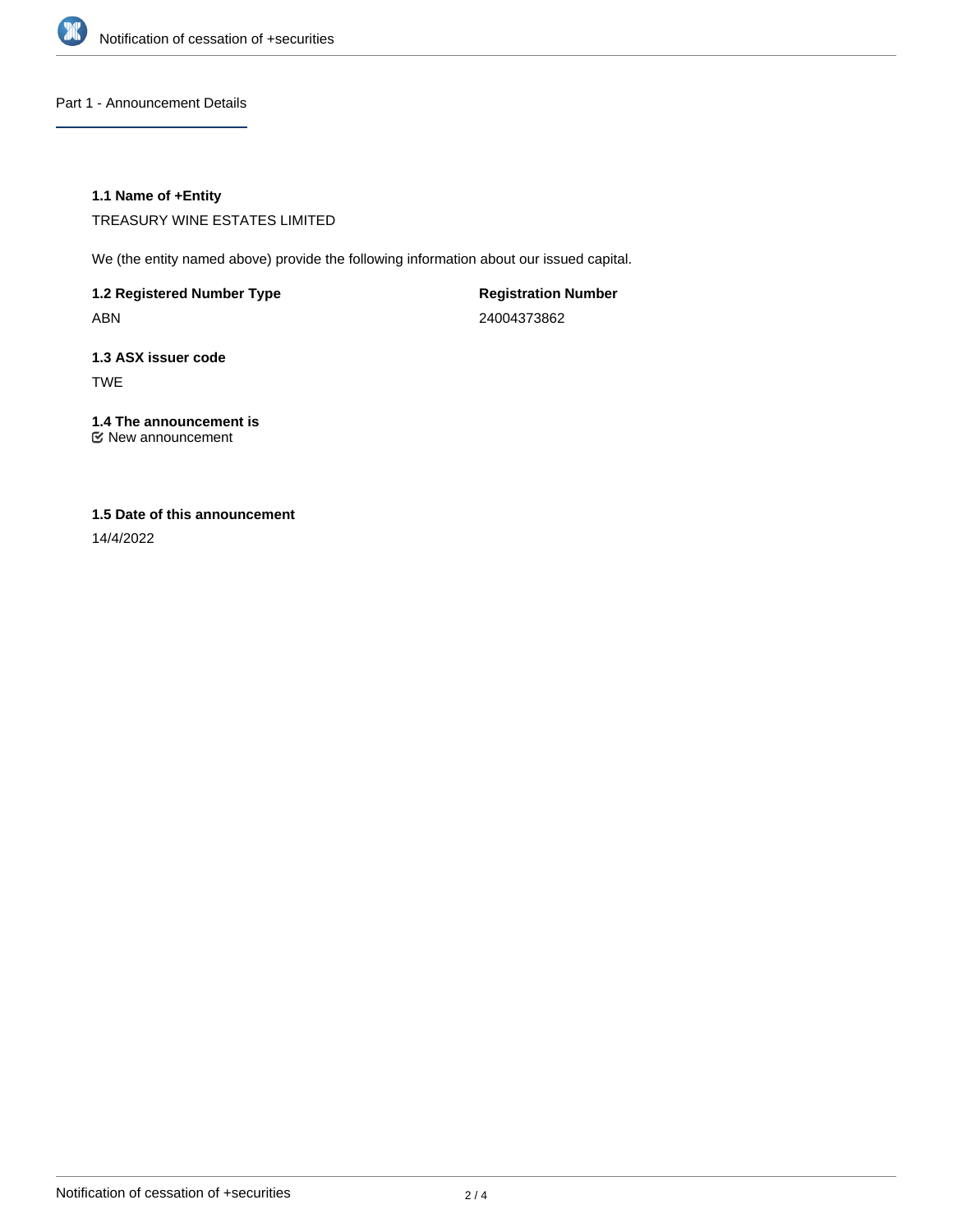## Part 1 - Announcement Details

### 1.1 Name of +Entity

TREASURY WINE ESTATES LIMITED

We (the entity named above) provide the following information about our issued capital.

| **1.2 Registered Number Type** | **Registration Number** |
| --- | --- |
| ABN | 24004373862 |

### 1.3 ASX issuer code

TWE

### 1.4 The announcement is

☑ New announcement

### 1.5 Date of this announcement

14/4/2022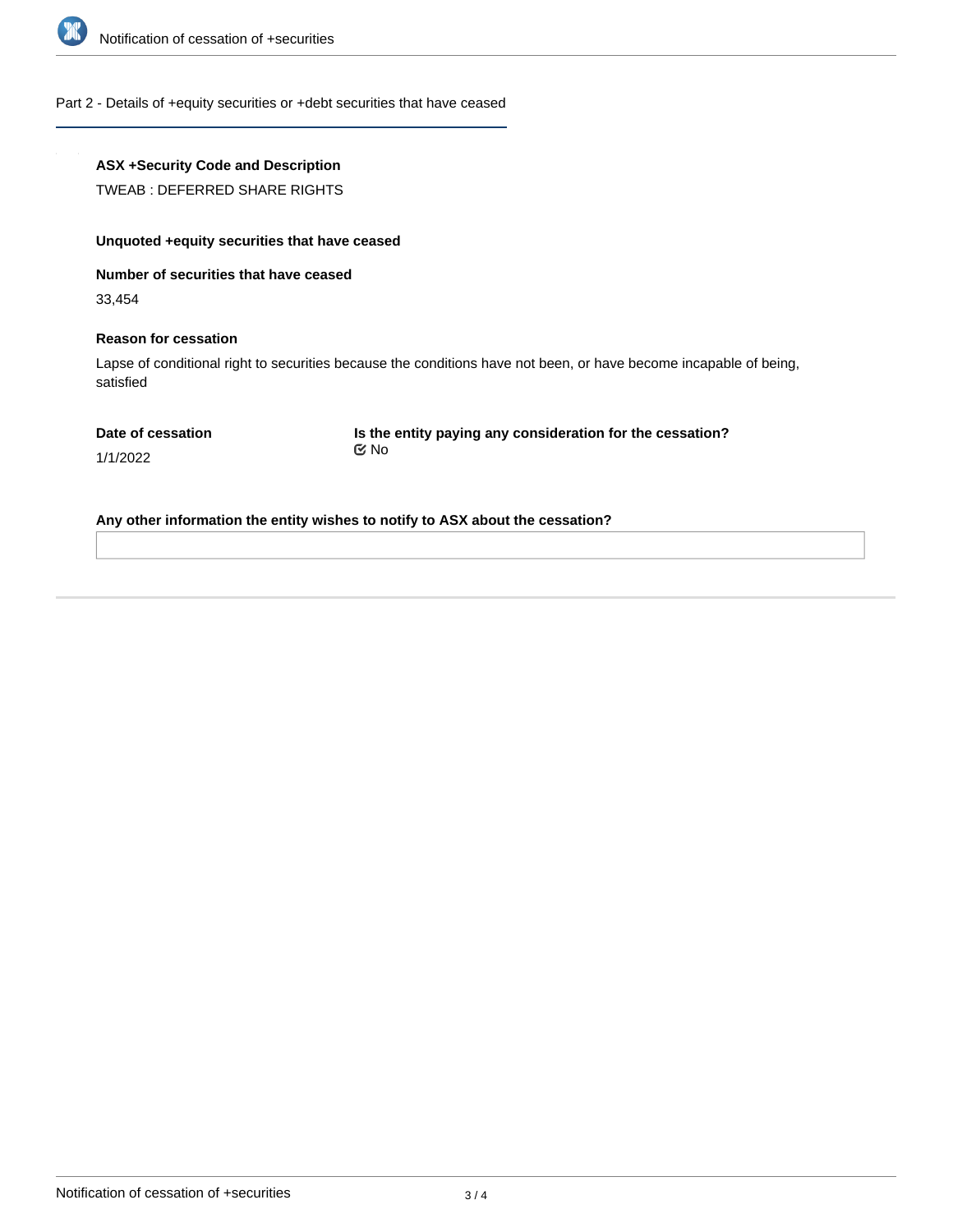## Part 2 - Details of +equity securities or +debt securities that have ceased

**ASX +Security Code and Description**

TWEAB : DEFERRED SHARE RIGHTS

**Unquoted +equity securities that have ceased**

**Number of securities that have ceased**

33,454

**Reason for cessation**

Lapse of conditional right to securities because the conditions have not been, or have become incapable of being, satisfied

**Date of cessation**

1/1/2022

**Is the entity paying any consideration for the cessation?**

☑ No

**Any other information the entity wishes to notify to ASX about the cessation?**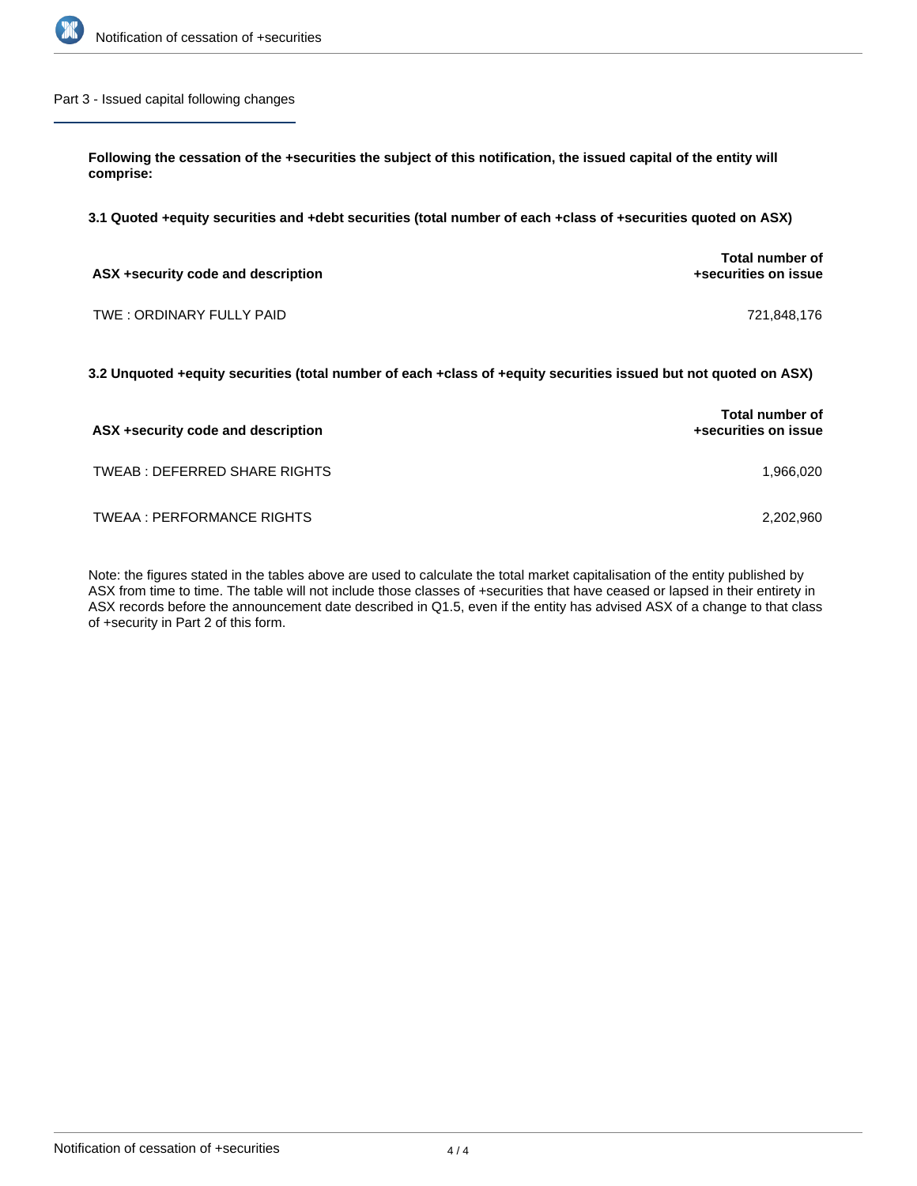## Part 3 - Issued capital following changes

**Following the cessation of the +securities the subject of this notification, the issued capital of the entity will comprise:**

**3.1 Quoted +equity securities and +debt securities (total number of each +class of +securities quoted on ASX)**

| ASX +security code and description | Total number of +securities on issue |
|---|---|
| TWE : ORDINARY FULLY PAID | 721,848,176 |

**3.2 Unquoted +equity securities (total number of each +class of +equity securities issued but not quoted on ASX)**

| ASX +security code and description | Total number of +securities on issue |
|---|---|
| TWEAB : DEFERRED SHARE RIGHTS | 1,966,020 |
| TWEAA : PERFORMANCE RIGHTS | 2,202,960 |

Note: the figures stated in the tables above are used to calculate the total market capitalisation of the entity published by ASX from time to time. The table will not include those classes of +securities that have ceased or lapsed in their entirety in ASX records before the announcement date described in Q1.5, even if the entity has advised ASX of a change to that class of +security in Part 2 of this form.